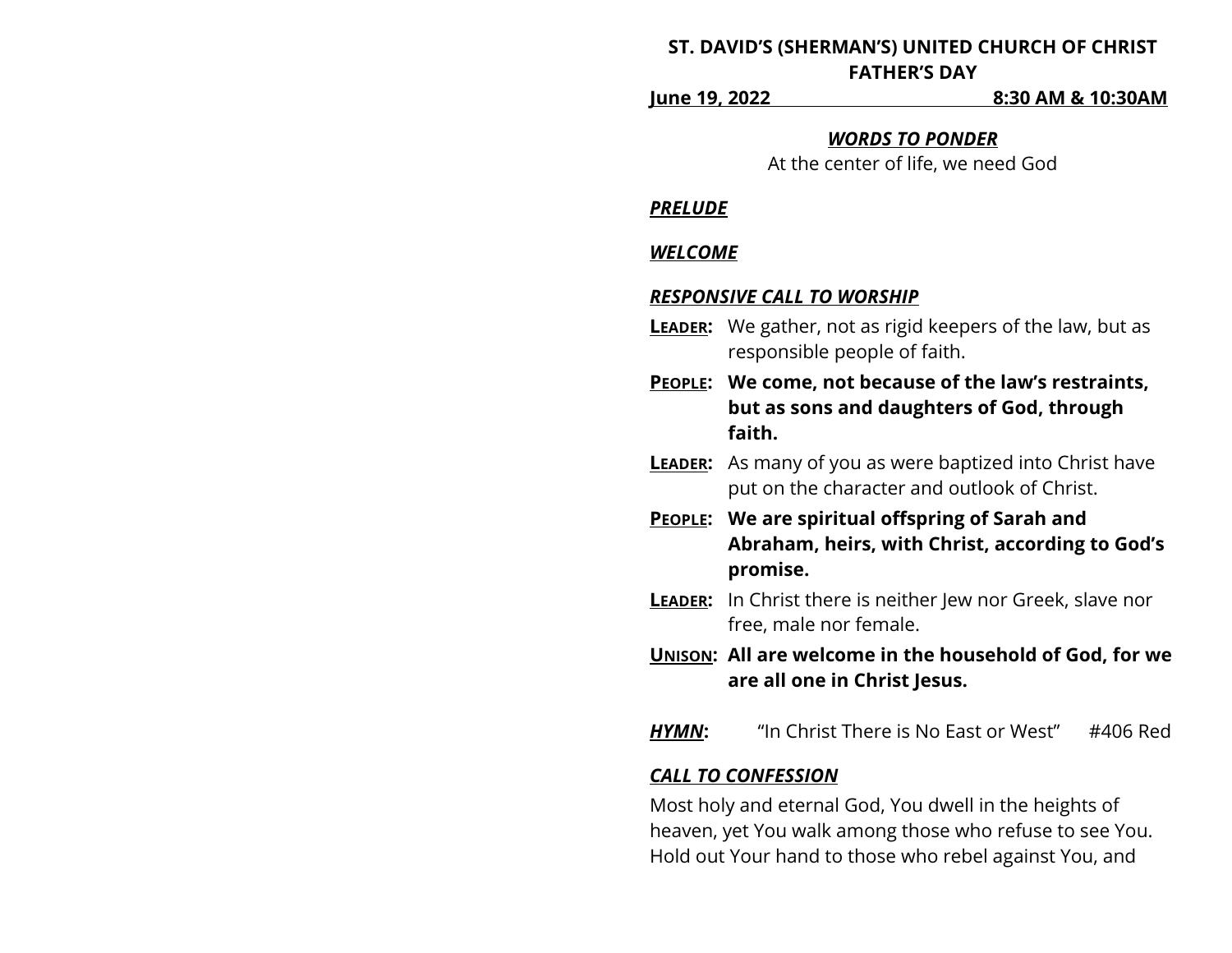**ST. DAVID'S (SHERMAN'S) UNITED CHURCH OF CHRIST**
**FATHER'S DAY**

**June 19, 2022 8:30 AM & 10:30AM**

***WORDS TO PONDER***

At the center of life, we need God

***PRELUDE***

***WELCOME***

***RESPONSIVE CALL TO WORSHIP***

**LEADER:** We gather, not as rigid keepers of the law, but as responsible people of faith.

**PEOPLE: We come, not because of the law's restraints, but as sons and daughters of God, through faith.**

**LEADER:** As many of you as were baptized into Christ have put on the character and outlook of Christ.

**PEOPLE: We are spiritual offspring of Sarah and Abraham, heirs, with Christ, according to God's promise.**

**LEADER:** In Christ there is neither Jew nor Greek, slave nor free, male nor female.

**UNISON: All are welcome in the household of God, for we are all one in Christ Jesus.**

***HYMN*:** "In Christ There is No East or West" #406 Red

***CALL TO CONFESSION***

Most holy and eternal God, You dwell in the heights of heaven, yet You walk among those who refuse to see You. Hold out Your hand to those who rebel against You, and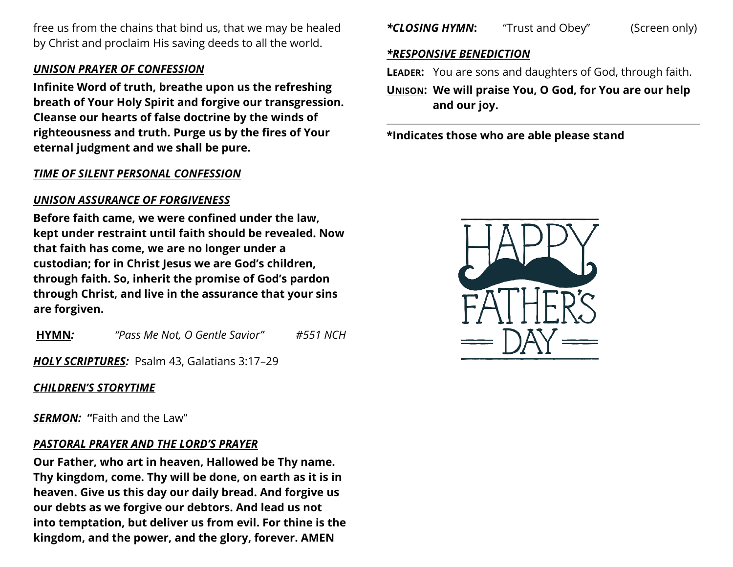free us from the chains that bind us, that we may be healed by Christ and proclaim His saving deeds to all the world.

***UNISON PRAYER OF CONFESSION***

**Infinite Word of truth, breathe upon us the refreshing breath of Your Holy Spirit and forgive our transgression. Cleanse our hearts of false doctrine by the winds of righteousness and truth. Purge us by the fires of Your eternal judgment and we shall be pure.**

***TIME OF SILENT PERSONAL CONFESSION***

***UNISON ASSURANCE OF FORGIVENESS***

**Before faith came, we were confined under the law, kept under restraint until faith should be revealed. Now that faith has come, we are no longer under a custodian; for in Christ Jesus we are God's children, through faith. So, inherit the promise of God's pardon through Christ, and live in the assurance that your sins are forgiven.**

**HYMN***:* *"Pass Me Not, O Gentle Savior"* *#551 NCH*

***HOLY SCRIPTURES:*** Psalm 43, Galatians 3:17–29

***CHILDREN'S STORYTIME***

***SERMON:*** **"**Faith and the Law"

***PASTORAL PRAYER AND THE LORD'S PRAYER***

**Our Father, who art in heaven, Hallowed be Thy name. Thy kingdom, come. Thy will be done, on earth as it is in heaven. Give us this day our daily bread. And forgive us our debts as we forgive our debtors. And lead us not into temptation, but deliver us from evil. For thine is the kingdom, and the power, and the glory, forever. AMEN**

***\*CLOSING HYMN*:** "Trust and Obey" (Screen only)

***\*RESPONSIVE BENEDICTION***

**LEADER:** You are sons and daughters of God, through faith.

**UNISON: We will praise You, O God, for You are our help and our joy.**

---

**\*Indicates those who are able please stand**

HAPPY FATHER'S DAY